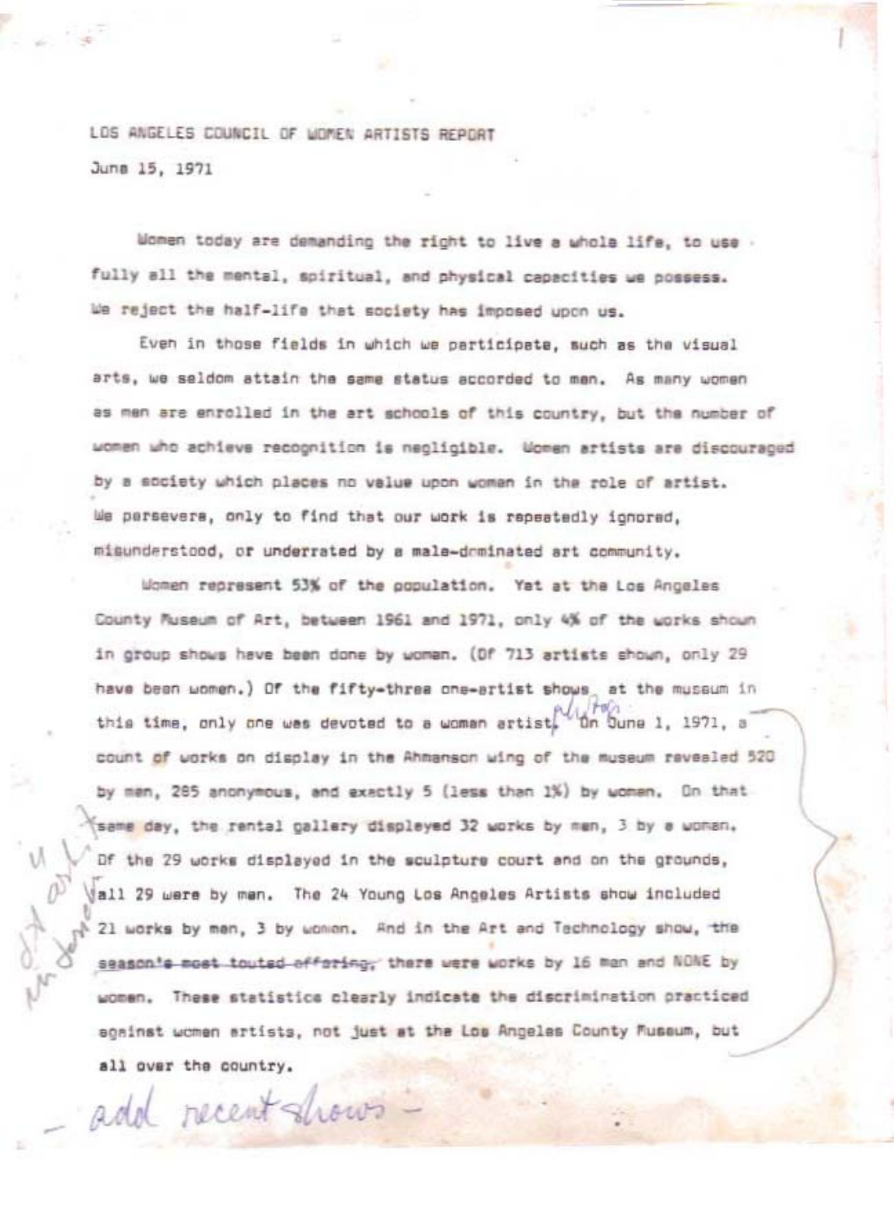LOS ANGELES COUNCIL OF WOMEN ARTISTS REPORT

June 15, 1971

Women today are demanding the right to live a whole life, to use fully all the mental, spiritual, and physical capacities we possess. We reject the half-life that society has imposed upon us.

Even in those fields in which we participate, such as the visual arts, we seldom attain the same status accorded to men. As many women as men are enrolled in the art schools of this country, but the number of women who achieve recognition is negligible. Women artists are discouraged by a society which places no value upon woman in the role of artist. We persevere, only to find that our work is repeatedly ignored, misunderstood, or underrated by a male-dominated art community.

Women represent 53% of the population. Yet at the Los Angeles County Museum of Art, between 1961 and 1971, only 4% of the works shown in group shows have been done by women. (Of 713 artists shown, only 29 have been women.) Of the fifty-three one-artist shows at the museum in this time, only one was devoted to a woman artist. On June 1, 1971, a count of works on display in the Ahmanson wing of the museum revealed 520 by men, 285 anonymous, and exactly 5 (less than 1%) by women. On that same day, the rental gallery displayed 32 works by men, 3 by a woman. Of the 29 works displayed in the sculpture court and on the grounds, all 29 were by men. The 24 Young Los Angeles Artists show included 21 works by men, 3 by women. And in the Art and Technology show, the ~~season's most touted offering,~~ there were works by 16 men and NONE by women. These statistics clearly indicate the discrimination practiced against women artists, not just at the Los Angeles County Museum, but all over the country.

– add recent shows –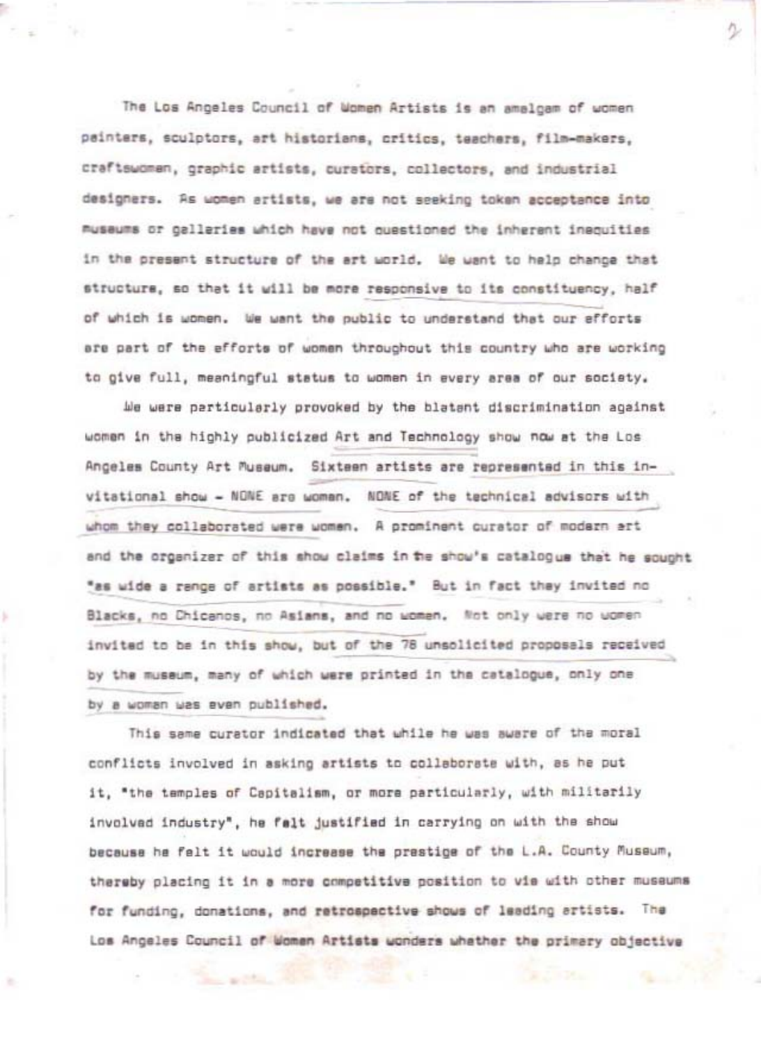The Los Angeles Council of Women Artists is an amalgam of women painters, sculptors, art historians, critics, teachers, film-makers, craftswomen, graphic artists, curators, collectors, and industrial designers. As women artists, we are not seeking token acceptance into museums or galleries which have not questioned the inherent inequities in the present structure of the art world. We want to help change that structure, so that it will be more responsive to its constituency, half of which is women. We want the public to understand that our efforts are part of the efforts of women throughout this country who are working to give full, meaningful status to women in every area of our society.

We were particularly provoked by the blatant discrimination against women in the highly publicized Art and Technology show now at the Los Angeles County Art Museum. Sixteen artists are represented in this invitational show - NONE are women. NONE of the technical advisors with whom they collaborated were women. A prominent curator of modern art and the organizer of this show claims in the show's catalogue that he sought "as wide a range of artists as possible." But in fact they invited no Blacks, no Chicanos, no Asians, and no women. Not only were no women invited to be in this show, but of the 78 unsolicited proposals received by the museum, many of which were printed in the catalogue, only one by a woman was even published.

This same curator indicated that while he was aware of the moral conflicts involved in asking artists to collaborate with, as he put it, "the temples of Capitalism, or more particularly, with militarily involved industry", he felt justified in carrying on with the show because he felt it would increase the prestige of the L.A. County Museum, thereby placing it in a more competitive position to vie with other museums for funding, donations, and retrospective shows of leading artists. The Los Angeles Council of Women Artists wonders whether the primary objective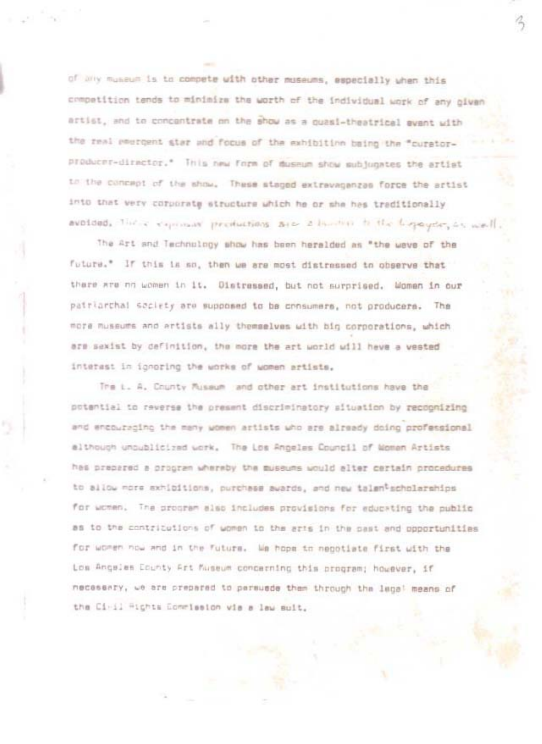of any museum is to compete with other museums, especially when this competition tends to minimize the worth of the individual work of any given artist, and to concentrate on the show as a quasi-theatrical event with the real emergent star and focus of the exhibition being the "curator-producer-director." This new form of museum show subjugates the artist to the concept of the show. These staged extravaganzas force the artist into that very corporate structure which he or she has traditionally avoided. These expensive productions are a burden to the taxpayer, as well.

The Art and Technology show has been heralded as "the wave of the future." If this is so, then we are most distressed to observe that there are no women in it. Distressed, but not surprised. Women in our patriarchal society are supposed to be consumers, not producers. The more museums and artists ally themselves with big corporations, which are sexist by definition, the more the art world will have a vested interest in ignoring the works of women artists.

The L. A. County Museum and other art institutions have the potential to reverse the present discriminatory situation by recognizing and encouraging the many women artists who are already doing professional although unpublicized work. The Los Angeles Council of Women Artists has prepared a program whereby the museums would alter certain procedures to allow more exhibitions, purchase awards, and new talent scholarships for women. The program also includes provisions for educating the public as to the contributions of women to the arts in the past and opportunities for women now and in the future. We hope to negotiate first with the Los Angeles County Art Museum concerning this program; however, if necessary, we are prepared to persuade them through the legal means of the Civil Rights Commission via a law suit.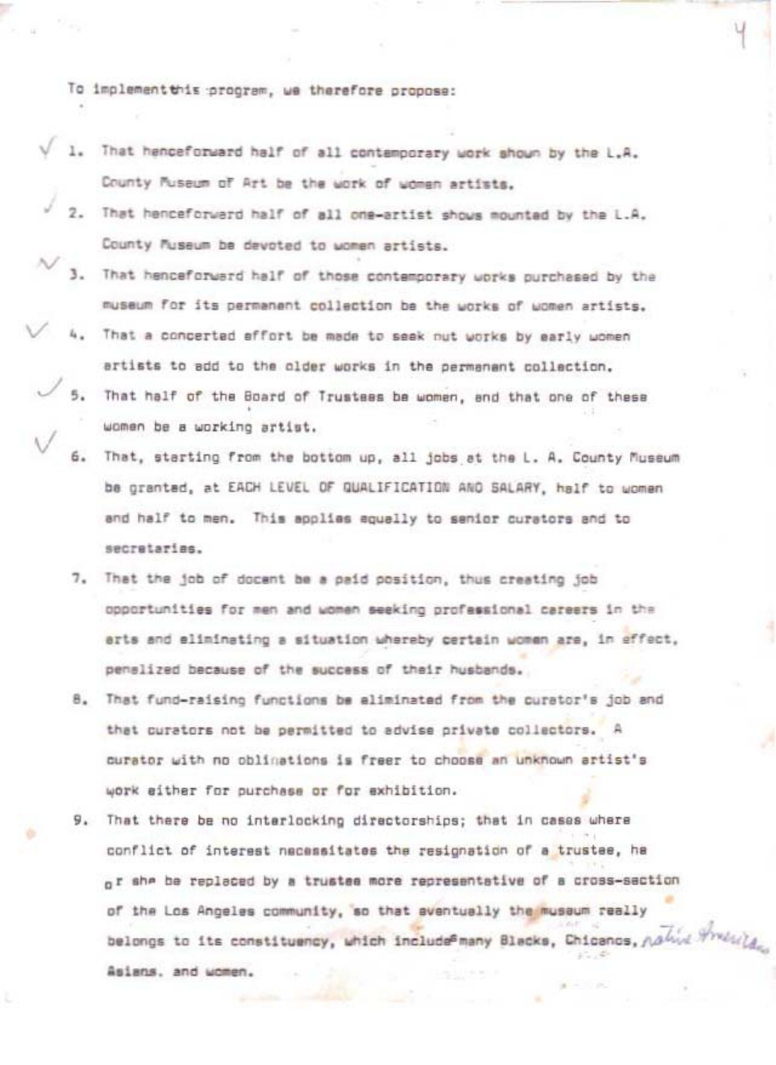To implement this program, we therefore propose:

1. That henceforward half of all contemporary work shown by the L.A. County Museum of Art be the work of women artists.
2. That henceforward half of all one-artist shows mounted by the L.A. County Museum be devoted to women artists.
3. That henceforward half of those contemporary works purchased by the museum for its permanent collection be the works of women artists.
4. That a concerted effort be made to seek out works by early women artists to add to the older works in the permanent collection.
5. That half of the Board of Trustees be women, and that one of these women be a working artist.
6. That, starting from the bottom up, all jobs at the L. A. County Museum be granted, at EACH LEVEL OF QUALIFICATION AND SALARY, half to women and half to men. This applies equally to senior curators and to secretaries.
7. That the job of docent be a paid position, thus creating job opportunities for men and women seeking professional careers in the arts and eliminating a situation whereby certain women are, in effect, penalized because of the success of their husbands.
8. That fund-raising functions be eliminated from the curator's job and that curators not be permitted to advise private collectors. A curator with no obligations is freer to choose an unknown artist's work either for purchase or for exhibition.
9. That there be no interlocking directorships; that in cases where conflict of interest necessitates the resignation of a trustee, he or she be replaced by a trustee more representative of a cross-section of the Los Angeles community, so that eventually the museum really belongs to its constituency, which includes many Blacks, Chicanos, native Americans, Asians, and women.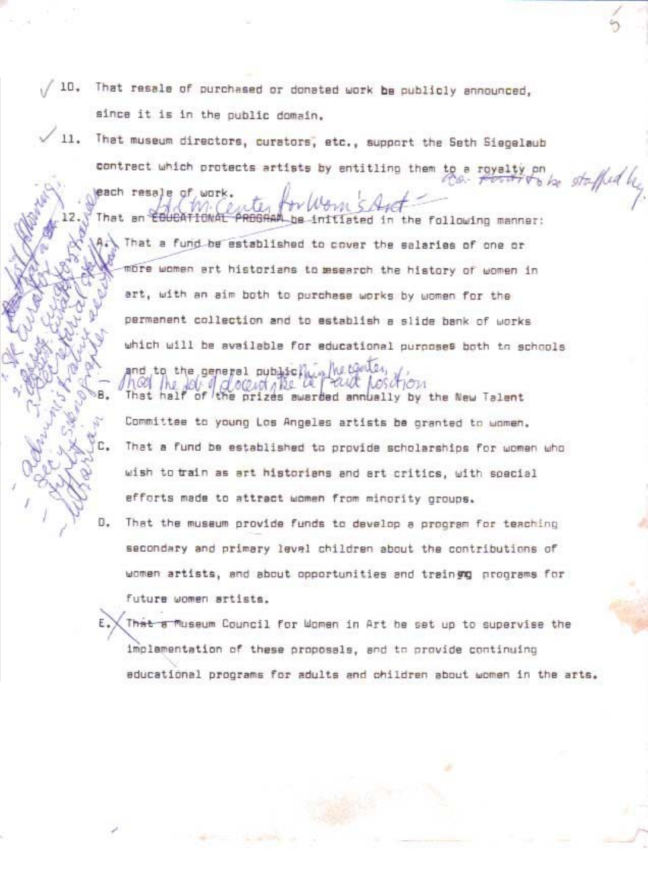10. That resale of purchased or donated work be publicly announced, since it is in the public domain.

11. That museum directors, curators, etc., support the Seth Siegelaub contract which protects artists by entitling them to a royalty on each resale of work.

12. That an ~~EDUCATIONAL PROGRAM~~ L.A.C.M. Center for Women's Art be initiated in the following manner:

    A. That a fund be established to cover the salaries of one or more women art historians to research the history of women in art, with an aim both to purchase works by women for the permanent collection and to establish a slide bank of works which will be available for educational purposes both to schools and to the general public in the center.

    That the job of docent be a paid position

    B. That half of the prizes awarded annually by the New Talent Committee to young Los Angeles artists be granted to women.

    C. That a fund be established to provide scholarships for women who wish to train as art historians and art critics, with special efforts made to attract women from minority groups.

    D. That the museum provide funds to develop a program for teaching secondary and primary level children about the contributions of women artists, and about opportunities and training programs for future women artists.

    E. ~~That a~~ Museum Council for Women in Art be set up to supervise the implementation of these proposals, and to provide continuing educational programs for adults and children about women in the arts.

Ctr. to be staffed by

List following staff a curator for year round women's art curator's assistant 1. Sr Curator 2. Assist. Curator 3. Education staff administrative assistant Secy Stenographer Typist Librarian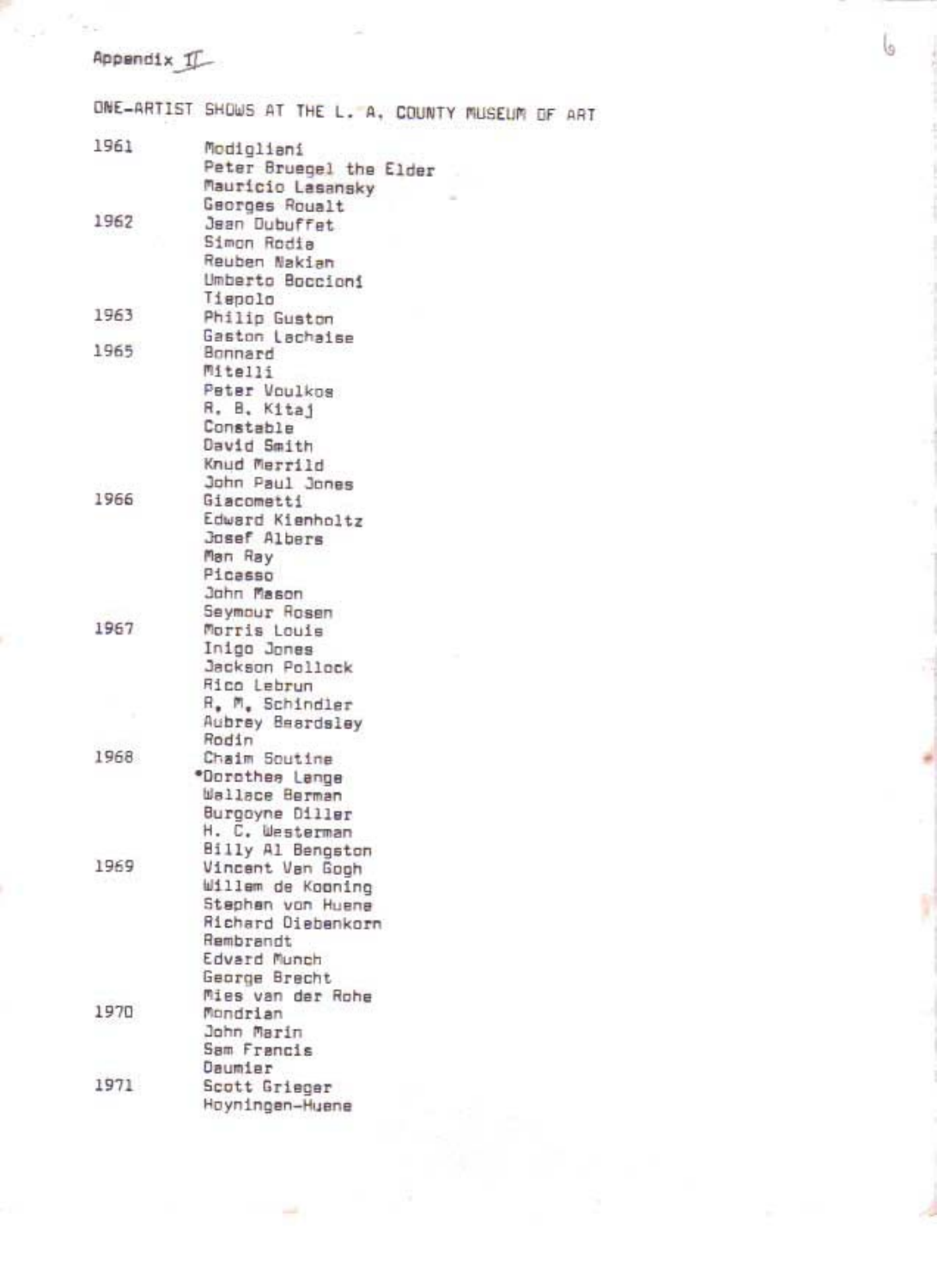Appendix II

ONE-ARTIST SHOWS AT THE L. A. COUNTY MUSEUM OF ART

| | |
|---|---|
| 1961 | Modigliani |
| | Peter Bruegel the Elder |
| | Mauricio Lasansky |
| | Georges Roualt |
| 1962 | Jean Dubuffet |
| | Simon Rodia |
| | Reuben Nakian |
| | Umberto Boccioni |
| | Tiepolo |
| 1963 | Philip Guston |
| | Gaston Lachaise |
| 1965 | Bonnard |
| | Mitelli |
| | Peter Voulkos |
| | R. B. Kitaj |
| | Constable |
| | David Smith |
| | Knud Merrild |
| | John Paul Jones |
| 1966 | Giacometti |
| | Edward Kienholtz |
| | Josef Albers |
| | Man Ray |
| | Picasso |
| | John Mason |
| | Seymour Rosen |
| 1967 | Morris Louis |
| | Inigo Jones |
| | Jackson Pollock |
| | Rico Lebrun |
| | R. M. Schindler |
| | Aubrey Beardsley |
| | Rodin |
| 1968 | Chaim Soutine |
| | *Dorothea Lange |
| | Wallace Berman |
| | Burgoyne Diller |
| | H. C. Westerman |
| | Billy Al Bengston |
| 1969 | Vincent Van Gogh |
| | Willem de Kooning |
| | Stephen von Huene |
| | Richard Diebenkorn |
| | Rembrandt |
| | Edvard Munch |
| | George Brecht |
| | Mies van der Rohe |
| 1970 | Mondrian |
| | John Marin |
| | Sam Francis |
| | Daumier |
| 1971 | Scott Grieger |
| | Hoyningen-Huene |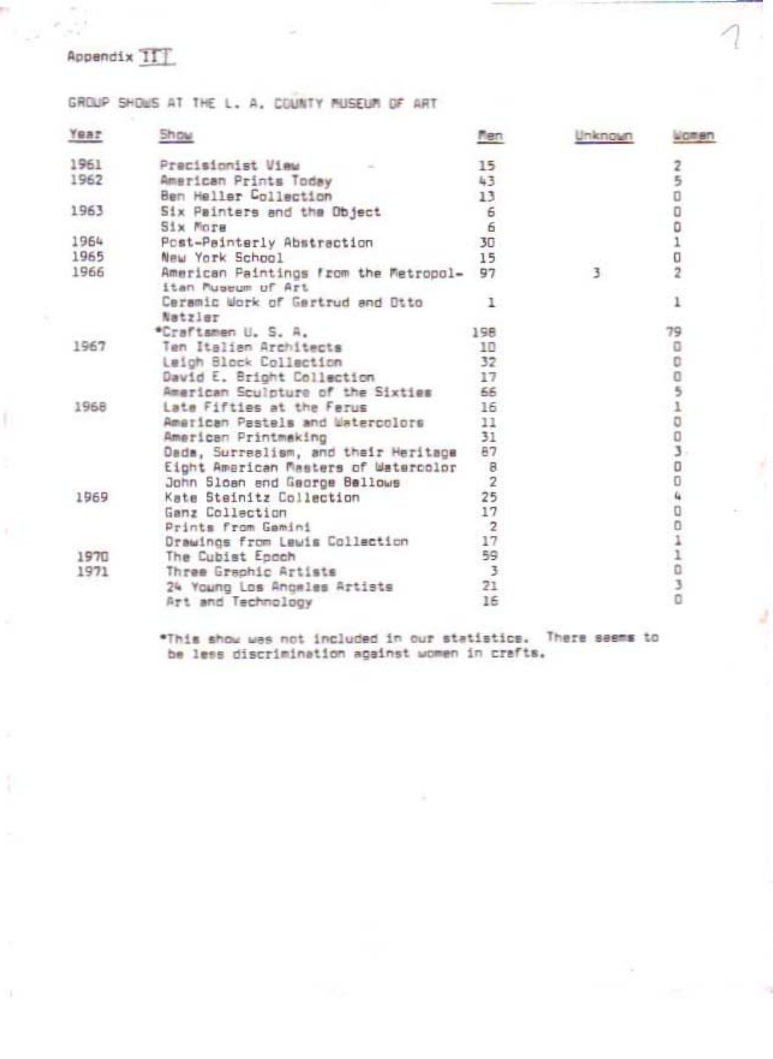Appendix III

GROUP SHOWS AT THE L. A. COUNTY MUSEUM OF ART

| Year | Show | Men | Unknown | Women |
|---|---|---|---|---|
| 1961 | Precisionist View | 15 | | 2 |
| 1962 | American Prints Today | 43 | | 5 |
| | Ben Heller Collection | 13 | | 0 |
| 1963 | Six Painters and the Object | 6 | | 0 |
| | Six More | 6 | | 0 |
| 1964 | Post-Painterly Abstraction | 30 | | 1 |
| 1965 | New York School | 15 | | 0 |
| 1966 | American Paintings from the Metropolitan Museum of Art | 97 | 3 | 2 |
| | Ceramic Work of Gertrud and Otto Natzler | 1 | | 1 |
| | *Craftsmen U. S. A. | 198 | | 79 |
| 1967 | Ten Italian Architects | 10 | | 0 |
| | Leigh Block Collection | 32 | | 0 |
| | David E. Bright Collection | 17 | | 0 |
| | American Sculpture of the Sixties | 66 | | 5 |
| 1968 | Late Fifties at the Ferus | 16 | | 1 |
| | American Pastels and Watercolors | 11 | | 0 |
| | American Printmaking | 31 | | 0 |
| | Dada, Surrealism, and their Heritage | 87 | | 3 |
| | Eight American Masters of Watercolor | 8 | | 0 |
| | John Sloan and George Bellows | 2 | | 0 |
| 1969 | Kate Steinitz Collection | 25 | | 4 |
| | Ganz Collection | 17 | | 0 |
| | Prints from Gemini | 2 | | 0 |
| | Drawings from Lewis Collection | 17 | | 1 |
| 1970 | The Cubist Epoch | 59 | | 1 |
| 1971 | Three Graphic Artists | 3 | | 0 |
| | 24 Young Los Angeles Artists | 21 | | 3 |
| | Art and Technology | 16 | | 0 |

*This show was not included in our statistics. There seems to be less discrimination against women in crafts.